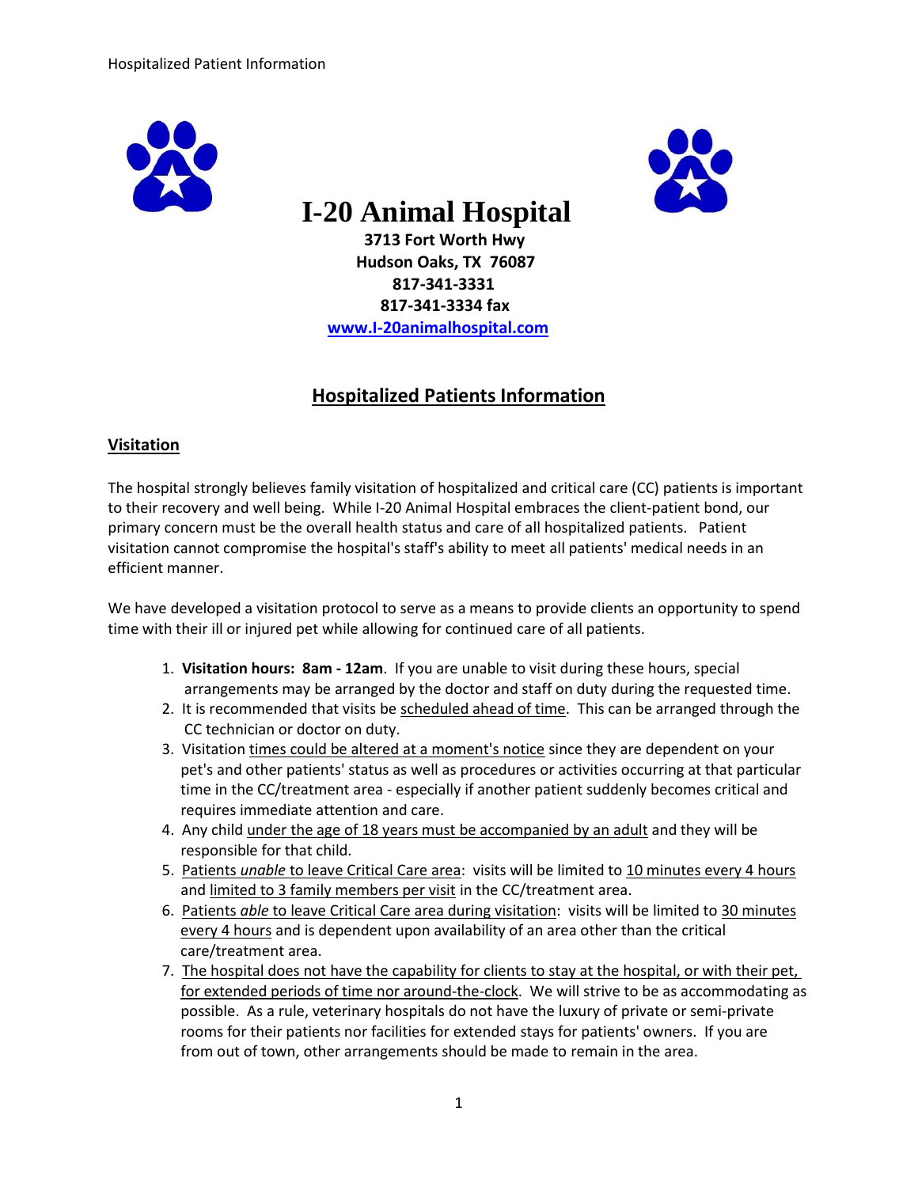# I-20 Animal Hospital

**3713 Fort Worth Hwy**
**Hudson Oaks, TX 76087**
**817-341-3331**
**817-341-3334 fax**
**www.I-20animalhospital.com**

## Hospitalized Patients Information

### Visitation

The hospital strongly believes family visitation of hospitalized and critical care (CC) patients is important to their recovery and well being. While I-20 Animal Hospital embraces the client-patient bond, our primary concern must be the overall health status and care of all hospitalized patients. Patient visitation cannot compromise the hospital's staff's ability to meet all patients' medical needs in an efficient manner.

We have developed a visitation protocol to serve as a means to provide clients an opportunity to spend time with their ill or injured pet while allowing for continued care of all patients.

1. **Visitation hours: 8am - 12am**. If you are unable to visit during these hours, special arrangements may be arranged by the doctor and staff on duty during the requested time.
2. It is recommended that visits be scheduled ahead of time. This can be arranged through the CC technician or doctor on duty.
3. Visitation times could be altered at a moment's notice since they are dependent on your pet's and other patients' status as well as procedures or activities occurring at that particular time in the CC/treatment area - especially if another patient suddenly becomes critical and requires immediate attention and care.
4. Any child under the age of 18 years must be accompanied by an adult and they will be responsible for that child.
5. Patients *unable* to leave Critical Care area: visits will be limited to 10 minutes every 4 hours and limited to 3 family members per visit in the CC/treatment area.
6. Patients *able* to leave Critical Care area during visitation: visits will be limited to 30 minutes every 4 hours and is dependent upon availability of an area other than the critical care/treatment area.
7. The hospital does not have the capability for clients to stay at the hospital, or with their pet, for extended periods of time nor around-the-clock. We will strive to be as accommodating as possible. As a rule, veterinary hospitals do not have the luxury of private or semi-private rooms for their patients nor facilities for extended stays for patients' owners. If you are from out of town, other arrangements should be made to remain in the area.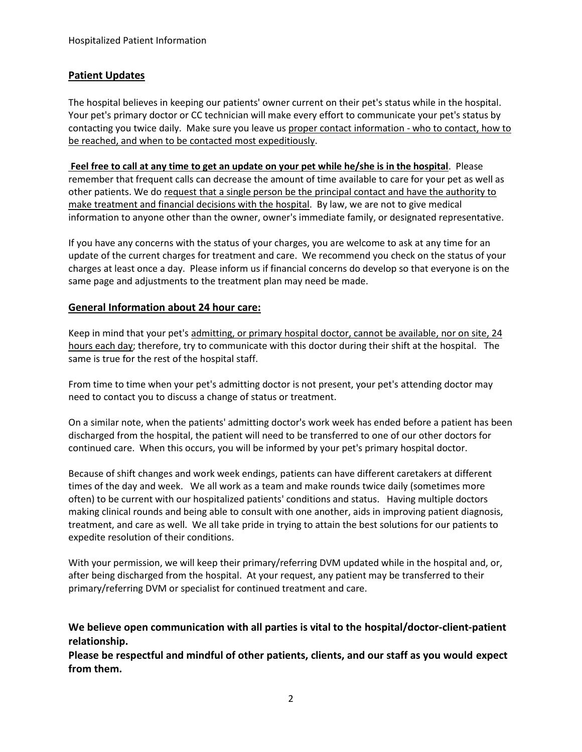## Patient Updates

The hospital believes in keeping our patients' owner current on their pet's status while in the hospital. Your pet's primary doctor or CC technician will make every effort to communicate your pet's status by contacting you twice daily. Make sure you leave us proper contact information - who to contact, how to be reached, and when to be contacted most expeditiously.

**Feel free to call at any time to get an update on your pet while he/she is in the hospital**. Please remember that frequent calls can decrease the amount of time available to care for your pet as well as other patients. We do request that a single person be the principal contact and have the authority to make treatment and financial decisions with the hospital. By law, we are not to give medical information to anyone other than the owner, owner's immediate family, or designated representative.

If you have any concerns with the status of your charges, you are welcome to ask at any time for an update of the current charges for treatment and care. We recommend you check on the status of your charges at least once a day. Please inform us if financial concerns do develop so that everyone is on the same page and adjustments to the treatment plan may need be made.

## General Information about 24 hour care:

Keep in mind that your pet's admitting, or primary hospital doctor, cannot be available, nor on site, 24 hours each day; therefore, try to communicate with this doctor during their shift at the hospital. The same is true for the rest of the hospital staff.

From time to time when your pet's admitting doctor is not present, your pet's attending doctor may need to contact you to discuss a change of status or treatment.

On a similar note, when the patients' admitting doctor's work week has ended before a patient has been discharged from the hospital, the patient will need to be transferred to one of our other doctors for continued care. When this occurs, you will be informed by your pet's primary hospital doctor.

Because of shift changes and work week endings, patients can have different caretakers at different times of the day and week. We all work as a team and make rounds twice daily (sometimes more often) to be current with our hospitalized patients' conditions and status. Having multiple doctors making clinical rounds and being able to consult with one another, aids in improving patient diagnosis, treatment, and care as well. We all take pride in trying to attain the best solutions for our patients to expedite resolution of their conditions.

With your permission, we will keep their primary/referring DVM updated while in the hospital and, or, after being discharged from the hospital. At your request, any patient may be transferred to their primary/referring DVM or specialist for continued treatment and care.

**We believe open communication with all parties is vital to the hospital/doctor-client-patient relationship.**

**Please be respectful and mindful of other patients, clients, and our staff as you would expect from them.**